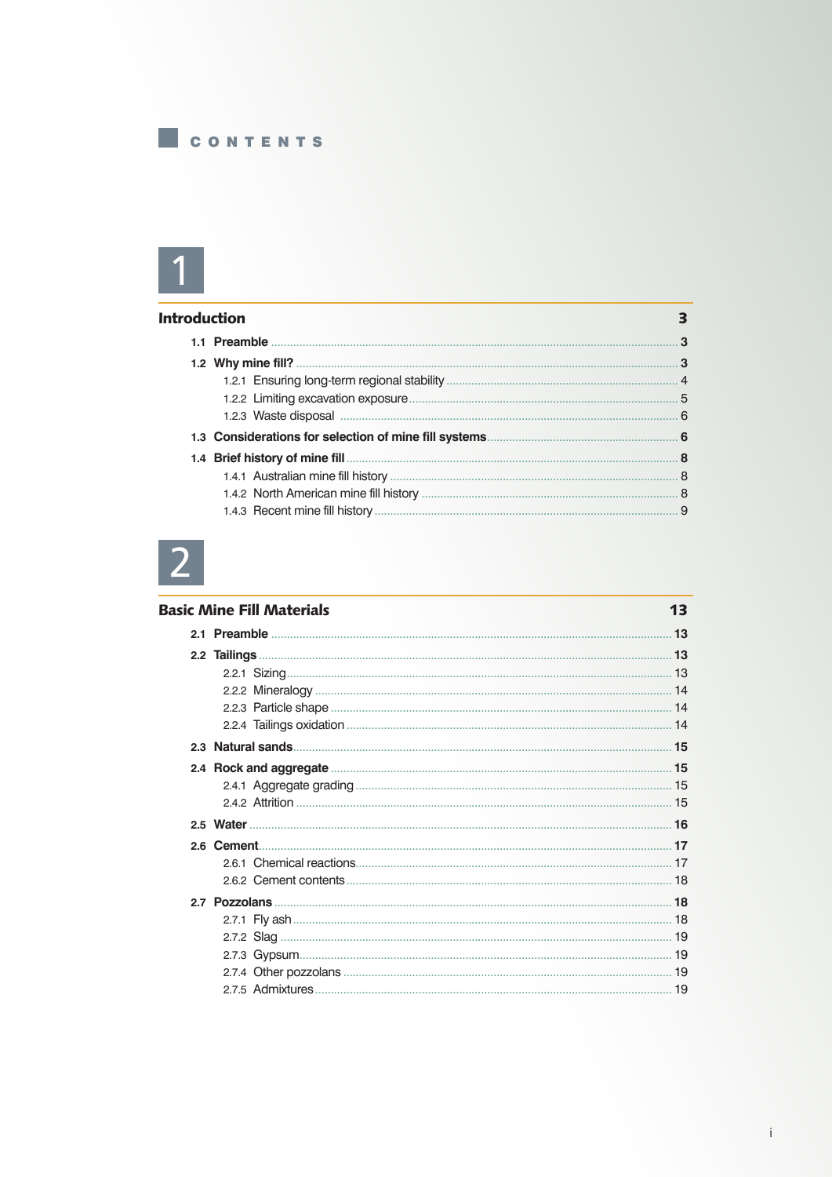# CONTENTS

## 1

## Introduction 3

**1.1 Preamble** .... 3

**1.2 Why mine fill?** .... 3

- 1.2.1 Ensuring long-term regional stability .... 4
- 1.2.2 Limiting excavation exposure .... 5
- 1.2.3 Waste disposal .... 6

**1.3 Considerations for selection of mine fill systems** .... 6

**1.4 Brief history of mine fill** .... 8

- 1.4.1 Australian mine fill history .... 8
- 1.4.2 North American mine fill history .... 8
- 1.4.3 Recent mine fill history .... 9

## 2

## Basic Mine Fill Materials 13

**2.1 Preamble** .... 13

**2.2 Tailings** .... 13

- 2.2.1 Sizing .... 13
- 2.2.2 Mineralogy .... 14
- 2.2.3 Particle shape .... 14
- 2.2.4 Tailings oxidation .... 14

**2.3 Natural sands** .... 15

**2.4 Rock and aggregate** .... 15

- 2.4.1 Aggregate grading .... 15
- 2.4.2 Attrition .... 15

**2.5 Water** .... 16

**2.6 Cement** .... 17

- 2.6.1 Chemical reactions .... 17
- 2.6.2 Cement contents .... 18

**2.7 Pozzolans** .... 18

- 2.7.1 Fly ash .... 18
- 2.7.2 Slag .... 19
- 2.7.3 Gypsum .... 19
- 2.7.4 Other pozzolans .... 19
- 2.7.5 Admixtures .... 19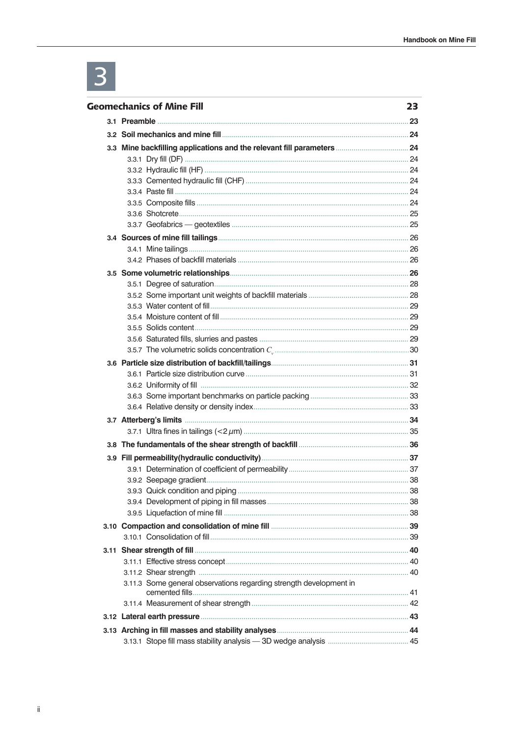# 3

## Geomechanics of Mine Fill — 23

**3.1 Preamble** — 23

**3.2 Soil mechanics and mine fill** — 24

**3.3 Mine backfilling applications and the relevant fill parameters** — 24

- 3.3.1 Dry fill (DF) — 24
- 3.3.2 Hydraulic fill (HF) — 24
- 3.3.3 Cemented hydraulic fill (CHF) — 24
- 3.3.4 Paste fill — 24
- 3.3.5 Composite fills — 24
- 3.3.6 Shotcrete — 25
- 3.3.7 Geofabrics — geotextiles — 25

**3.4 Sources of mine fill tailings** — 26

- 3.4.1 Mine tailings — 26
- 3.4.2 Phases of backfill materials — 26

**3.5 Some volumetric relationships** — 26

- 3.5.1 Degree of saturation — 28
- 3.5.2 Some important unit weights of backfill materials — 28
- 3.5.3 Water content of fill — 29
- 3.5.4 Moisture content of fill — 29
- 3.5.5 Solids content — 29
- 3.5.6 Saturated fills, slurries and pastes — 29
- 3.5.7 The volumetric solids concentration $C_v$ — 30

**3.6 Particle size distribution of backfill/tailings** — 31

- 3.6.1 Particle size distribution curve — 31
- 3.6.2 Uniformity of fill — 32
- 3.6.3 Some important benchmarks on particle packing — 33
- 3.6.4 Relative density or density index — 33

**3.7 Atterberg's limits** — 34

- 3.7.1 Ultra fines in tailings ($<2\,\mu$m) — 35

**3.8 The fundamentals of the shear strength of backfill** — 36

**3.9 Fill permeability(hydraulic conductivity)** — 37

- 3.9.1 Determination of coefficient of permeability — 37
- 3.9.2 Seepage gradient — 38
- 3.9.3 Quick condition and piping — 38
- 3.9.4 Development of piping in fill masses — 38
- 3.9.5 Liquefaction of mine fill — 38

**3.10 Compaction and consolidation of mine fill** — 39

- 3.10.1 Consolidation of fill — 39

**3.11 Shear strength of fill** — 40

- 3.11.1 Effective stress concept — 40
- 3.11.2 Shear strength — 40
- 3.11.3 Some general observations regarding strength development in cemented fills — 41
- 3.11.4 Measurement of shear strength — 42

**3.12 Lateral earth pressure** — 43

**3.13 Arching in fill masses and stability analyses** — 44

- 3.13.1 Stope fill mass stability analysis — 3D wedge analysis — 45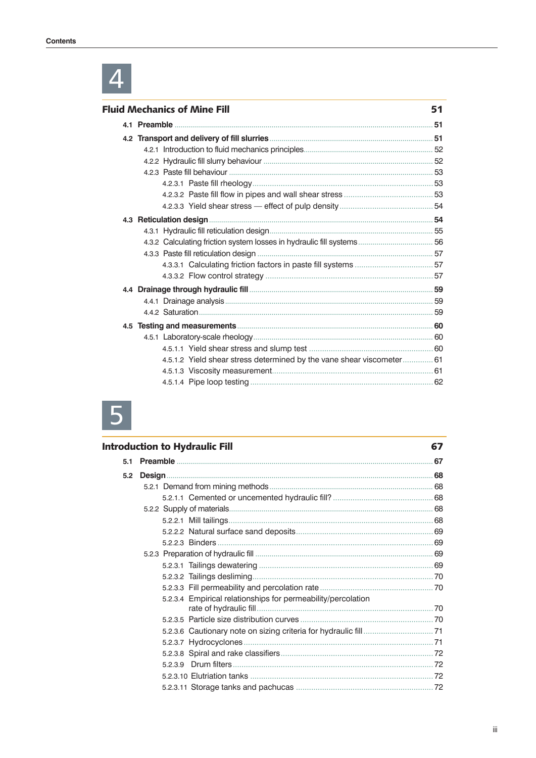# 4

## Fluid Mechanics of Mine Fill 51

**4.1 Preamble** ..... 51

**4.2 Transport and delivery of fill slurries** ..... 51

4.2.1 Introduction to fluid mechanics principles ..... 52
4.2.2 Hydraulic fill slurry behaviour ..... 52
4.2.3 Paste fill behaviour ..... 53
4.2.3.1 Paste fill rheology ..... 53
4.2.3.2 Paste fill flow in pipes and wall shear stress ..... 53
4.2.3.3 Yield shear stress — effect of pulp density ..... 54

**4.3 Reticulation design** ..... 54

4.3.1 Hydraulic fill reticulation design ..... 55
4.3.2 Calculating friction system losses in hydraulic fill systems ..... 56
4.3.3 Paste fill reticulation design ..... 57
4.3.3.1 Calculating friction factors in paste fill systems ..... 57
4.3.3.2 Flow control strategy ..... 57

**4.4 Drainage through hydraulic fill** ..... 59

4.4.1 Drainage analysis ..... 59
4.4.2 Saturation ..... 59

**4.5 Testing and measurements** ..... 60

4.5.1 Laboratory-scale rheology ..... 60
4.5.1.1 Yield shear stress and slump test ..... 60
4.5.1.2 Yield shear stress determined by the vane shear viscometer ..... 61
4.5.1.3 Viscosity measurement ..... 61
4.5.1.4 Pipe loop testing ..... 62

# 5

## Introduction to Hydraulic Fill 67

**5.1 Preamble** ..... 67

**5.2 Design** ..... 68

5.2.1 Demand from mining methods ..... 68
5.2.1.1 Cemented or uncemented hydraulic fill? ..... 68
5.2.2 Supply of materials ..... 68
5.2.2.1 Mill tailings ..... 68
5.2.2.2 Natural surface sand deposits ..... 69
5.2.2.3 Binders ..... 69
5.2.3 Preparation of hydraulic fill ..... 69
5.2.3.1 Tailings dewatering ..... 69
5.2.3.2 Tailings desliming ..... 70
5.2.3.3 Fill permeability and percolation rate ..... 70
5.2.3.4 Empirical relationships for permeability/percolation rate of hydraulic fill ..... 70
5.2.3.5 Particle size distribution curves ..... 70
5.2.3.6 Cautionary note on sizing criteria for hydraulic fill ..... 71
5.2.3.7 Hydrocyclones ..... 71
5.2.3.8 Spiral and rake classifiers ..... 72
5.2.3.9 Drum filters ..... 72
5.2.3.10 Elutriation tanks ..... 72
5.2.3.11 Storage tanks and pachucas ..... 72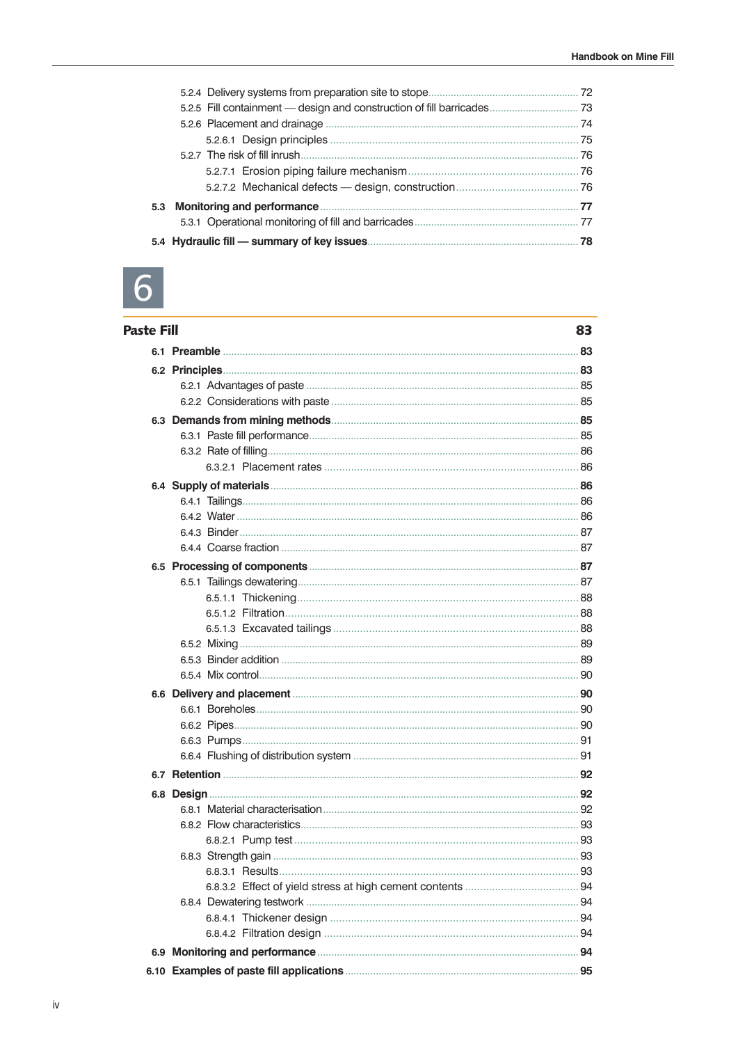5.2.4 Delivery systems from preparation site to stope ..... 72
5.2.5 Fill containment — design and construction of fill barricades ..... 73
5.2.6 Placement and drainage ..... 74
5.2.6.1 Design principles ..... 75
5.2.7 The risk of fill inrush ..... 76
5.2.7.1 Erosion piping failure mechanism ..... 76
5.2.7.2 Mechanical defects — design, construction ..... 76

**5.3 Monitoring and performance ..... 77**
5.3.1 Operational monitoring of fill and barricades ..... 77

**5.4 Hydraulic fill — summary of key issues ..... 78**

# 6

## Paste Fill 83

**6.1 Preamble ..... 83**

**6.2 Principles ..... 83**
6.2.1 Advantages of paste ..... 85
6.2.2 Considerations with paste ..... 85

**6.3 Demands from mining methods ..... 85**
6.3.1 Paste fill performance ..... 85
6.3.2 Rate of filling ..... 86
6.3.2.1 Placement rates ..... 86

**6.4 Supply of materials ..... 86**
6.4.1 Tailings ..... 86
6.4.2 Water ..... 86
6.4.3 Binder ..... 87
6.4.4 Coarse fraction ..... 87

**6.5 Processing of components ..... 87**
6.5.1 Tailings dewatering ..... 87
6.5.1.1 Thickening ..... 88
6.5.1.2 Filtration ..... 88
6.5.1.3 Excavated tailings ..... 88
6.5.2 Mixing ..... 89
6.5.3 Binder addition ..... 89
6.5.4 Mix control ..... 90

**6.6 Delivery and placement ..... 90**
6.6.1 Boreholes ..... 90
6.6.2 Pipes ..... 90
6.6.3 Pumps ..... 91
6.6.4 Flushing of distribution system ..... 91

**6.7 Retention ..... 92**

**6.8 Design ..... 92**
6.8.1 Material characterisation ..... 92
6.8.2 Flow characteristics ..... 93
6.8.2.1 Pump test ..... 93
6.8.3 Strength gain ..... 93
6.8.3.1 Results ..... 93
6.8.3.2 Effect of yield stress at high cement contents ..... 94
6.8.4 Dewatering testwork ..... 94
6.8.4.1 Thickener design ..... 94
6.8.4.2 Filtration design ..... 94

**6.9 Monitoring and performance ..... 94**

**6.10 Examples of paste fill applications ..... 95**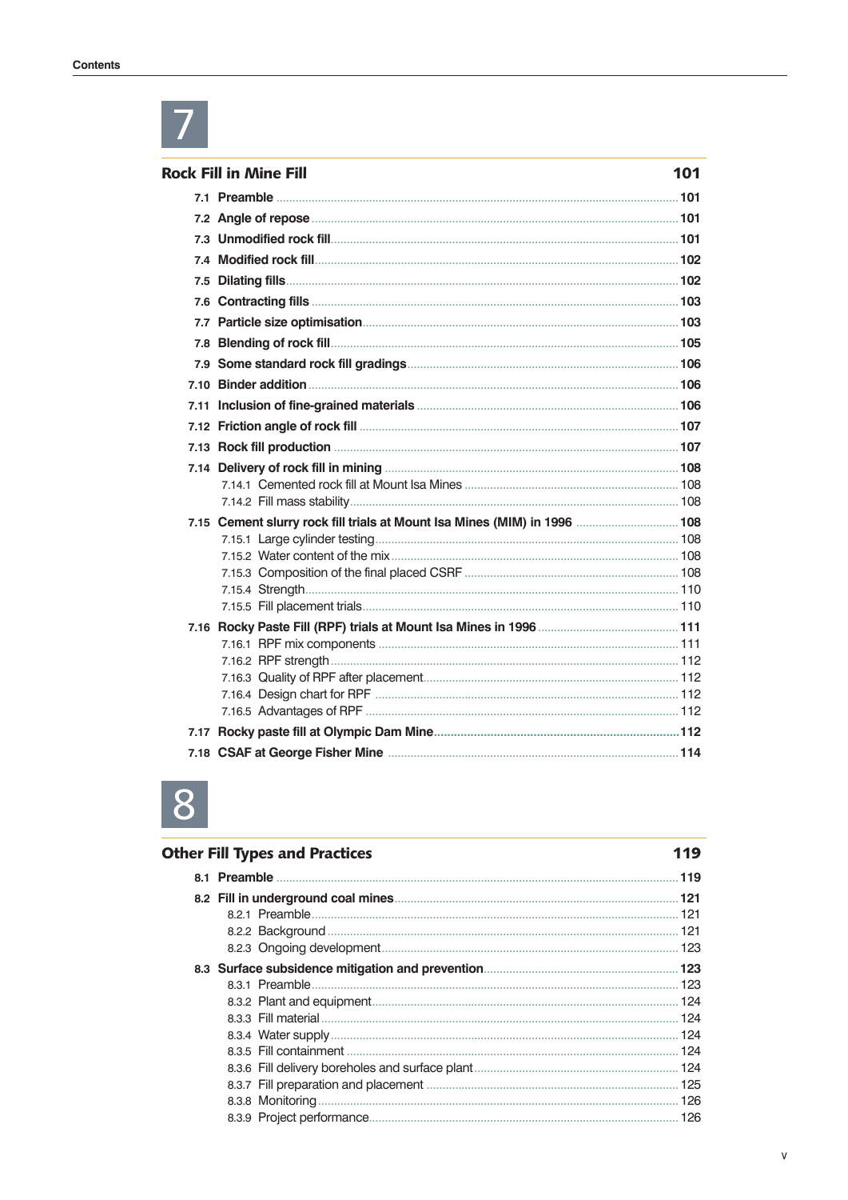# 7

## Rock Fill in Mine Fill — 101

- 7.1 Preamble — 101
- 7.2 Angle of repose — 101
- 7.3 Unmodified rock fill — 101
- 7.4 Modified rock fill — 102
- 7.5 Dilating fills — 102
- 7.6 Contracting fills — 103
- 7.7 Particle size optimisation — 103
- 7.8 Blending of rock fill — 105
- 7.9 Some standard rock fill gradings — 106
- 7.10 Binder addition — 106
- 7.11 Inclusion of fine-grained materials — 106
- 7.12 Friction angle of rock fill — 107
- 7.13 Rock fill production — 107
- 7.14 Delivery of rock fill in mining — 108
  - 7.14.1 Cemented rock fill at Mount Isa Mines — 108
  - 7.14.2 Fill mass stability — 108
- 7.15 Cement slurry rock fill trials at Mount Isa Mines (MIM) in 1996 — 108
  - 7.15.1 Large cylinder testing — 108
  - 7.15.2 Water content of the mix — 108
  - 7.15.3 Composition of the final placed CSRF — 108
  - 7.15.4 Strength — 110
  - 7.15.5 Fill placement trials — 110
- 7.16 Rocky Paste Fill (RPF) trials at Mount Isa Mines in 1996 — 111
  - 7.16.1 RPF mix components — 111
  - 7.16.2 RPF strength — 112
  - 7.16.3 Quality of RPF after placement — 112
  - 7.16.4 Design chart for RPF — 112
  - 7.16.5 Advantages of RPF — 112
- 7.17 Rocky paste fill at Olympic Dam Mine — 112
- 7.18 CSAF at George Fisher Mine — 114

# 8

## Other Fill Types and Practices — 119

- 8.1 Preamble — 119
- 8.2 Fill in underground coal mines — 121
  - 8.2.1 Preamble — 121
  - 8.2.2 Background — 121
  - 8.2.3 Ongoing development — 123
- 8.3 Surface subsidence mitigation and prevention — 123
  - 8.3.1 Preamble — 123
  - 8.3.2 Plant and equipment — 124
  - 8.3.3 Fill material — 124
  - 8.3.4 Water supply — 124
  - 8.3.5 Fill containment — 124
  - 8.3.6 Fill delivery boreholes and surface plant — 124
  - 8.3.7 Fill preparation and placement — 125
  - 8.3.8 Monitoring — 126
  - 8.3.9 Project performance — 126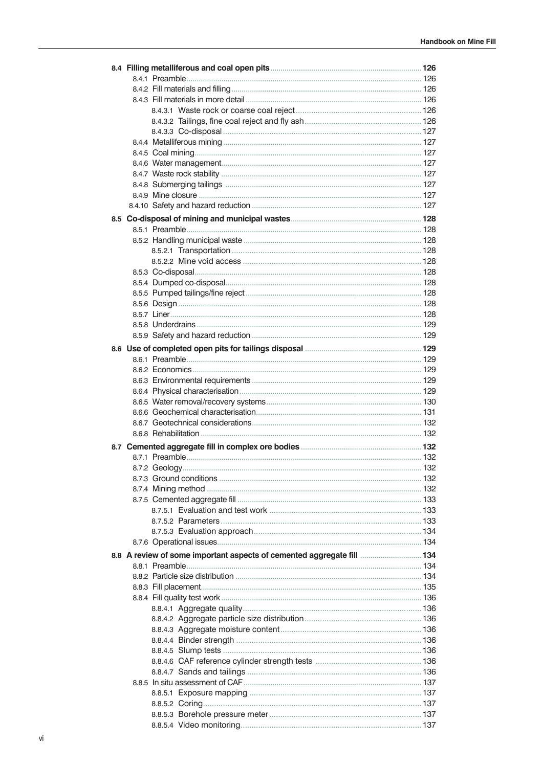**8.4 Filling metalliferous and coal open pits** ..... **126**
- 8.4.1 Preamble ..... 126
- 8.4.2 Fill materials and filling ..... 126
- 8.4.3 Fill materials in more detail ..... 126
  - 8.4.3.1 Waste rock or coarse coal reject ..... 126
  - 8.4.3.2 Tailings, fine coal reject and fly ash ..... 126
  - 8.4.3.3 Co-disposal ..... 127
- 8.4.4 Metalliferous mining ..... 127
- 8.4.5 Coal mining ..... 127
- 8.4.6 Water management ..... 127
- 8.4.7 Waste rock stability ..... 127
- 8.4.8 Submerging tailings ..... 127
- 8.4.9 Mine closure ..... 127
- 8.4.10 Safety and hazard reduction ..... 127

**8.5 Co-disposal of mining and municipal wastes** ..... **128**
- 8.5.1 Preamble ..... 128
- 8.5.2 Handling municipal waste ..... 128
  - 8.5.2.1 Transportation ..... 128
  - 8.5.2.2 Mine void access ..... 128
- 8.5.3 Co-disposal ..... 128
- 8.5.4 Dumped co-disposal ..... 128
- 8.5.5 Pumped tailings/fine reject ..... 128
- 8.5.6 Design ..... 128
- 8.5.7 Liner ..... 128
- 8.5.8 Underdrains ..... 129
- 8.5.9 Safety and hazard reduction ..... 129

**8.6 Use of completed open pits for tailings disposal** ..... **129**
- 8.6.1 Preamble ..... 129
- 8.6.2 Economics ..... 129
- 8.6.3 Environmental requirements ..... 129
- 8.6.4 Physical characterisation ..... 129
- 8.6.5 Water removal/recovery systems ..... 130
- 8.6.6 Geochemical characterisation ..... 131
- 8.6.7 Geotechnical considerations ..... 132
- 8.6.8 Rehabilitation ..... 132

**8.7 Cemented aggregate fill in complex ore bodies** ..... **132**
- 8.7.1 Preamble ..... 132
- 8.7.2 Geology ..... 132
- 8.7.3 Ground conditions ..... 132
- 8.7.4 Mining method ..... 132
- 8.7.5 Cemented aggregate fill ..... 133
  - 8.7.5.1 Evaluation and test work ..... 133
  - 8.7.5.2 Parameters ..... 133
  - 8.7.5.3 Evaluation approach ..... 134
- 8.7.6 Operational issues ..... 134

**8.8 A review of some important aspects of cemented aggregate fill** ..... **134**
- 8.8.1 Preamble ..... 134
- 8.8.2 Particle size distribution ..... 134
- 8.8.3 Fill placement ..... 135
- 8.8.4 Fill quality test work ..... 136
  - 8.8.4.1 Aggregate quality ..... 136
  - 8.8.4.2 Aggregate particle size distribution ..... 136
  - 8.8.4.3 Aggregate moisture content ..... 136
  - 8.8.4.4 Binder strength ..... 136
  - 8.8.4.5 Slump tests ..... 136
  - 8.8.4.6 CAF reference cylinder strength tests ..... 136
  - 8.8.4.7 Sands and tailings ..... 136
- 8.8.5 In situ assessment of CAF ..... 137
  - 8.8.5.1 Exposure mapping ..... 137
  - 8.8.5.2 Coring ..... 137
  - 8.8.5.3 Borehole pressure meter ..... 137
  - 8.8.5.4 Video monitoring ..... 137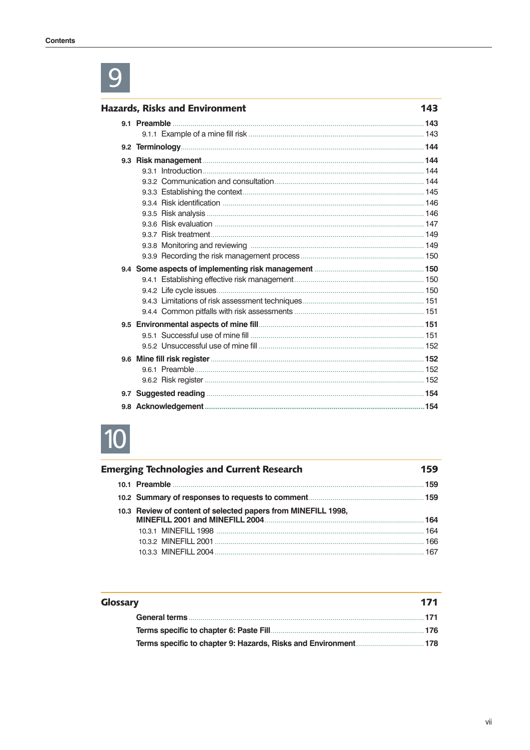# 9

## Hazards, Risks and Environment 143

**9.1 Preamble** 143

9.1.1 Example of a mine fill risk 143

**9.2 Terminology** 144

**9.3 Risk management** 144

9.3.1 Introduction 144

9.3.2 Communication and consultation 144

9.3.3 Establishing the context 145

9.3.4 Risk identification 146

9.3.5 Risk analysis 146

9.3.6 Risk evaluation 147

9.3.7 Risk treatment 149

9.3.8 Monitoring and reviewing 149

9.3.9 Recording the risk management process 150

**9.4 Some aspects of implementing risk management** 150

9.4.1 Establishing effective risk management 150

9.4.2 Life cycle issues 150

9.4.3 Limitations of risk assessment techniques 151

9.4.4 Common pitfalls with risk assessments 151

**9.5 Environmental aspects of mine fill** 151

9.5.1 Successful use of mine fill 151

9.5.2 Unsuccessful use of mine fill 152

**9.6 Mine fill risk register** 152

9.6.1 Preamble 152

9.6.2 Risk register 152

**9.7 Suggested reading** 154

**9.8 Acknowledgement** 154

# 10

## Emerging Technologies and Current Research 159

**10.1 Preamble** 159

**10.2 Summary of responses to requests to comment** 159

**10.3 Review of content of selected papers from MINEFILL 1998, MINEFILL 2001 and MINEFILL 2004** 164

10.3.1 MINEFILL 1998 164

10.3.2 MINEFILL 2001 166

10.3.3 MINEFILL 2004 167

## Glossary 171

**General terms** 171

**Terms specific to chapter 6: Paste Fill** 176

**Terms specific to chapter 9: Hazards, Risks and Environment** 178